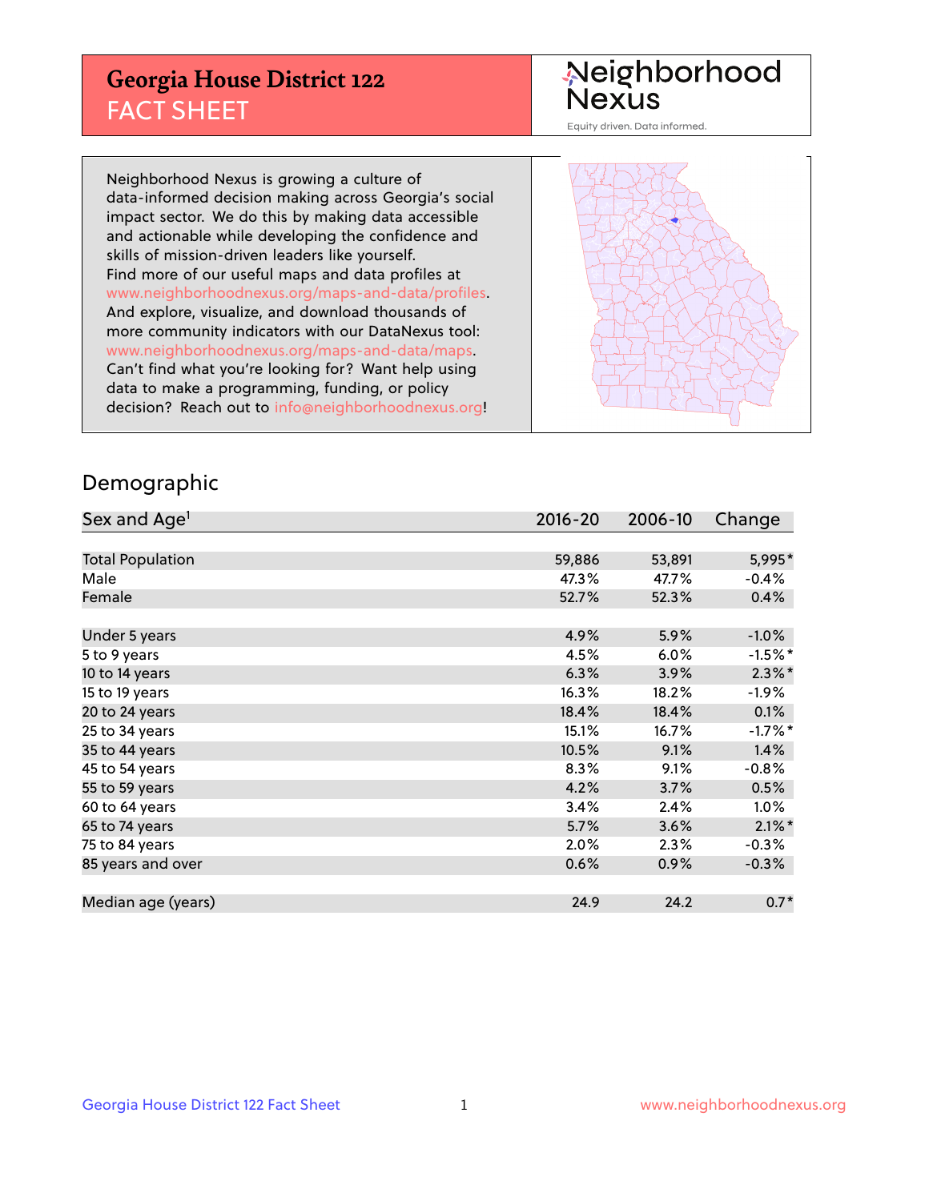# Georgia House District 122
## FACT SHEET

Neighborhood Nexus

Equity driven. Data informed.

Neighborhood Nexus is growing a culture of data-informed decision making across Georgia's social impact sector. We do this by making data accessible and actionable while developing the confidence and skills of mission-driven leaders like yourself. Find more of our useful maps and data profiles at www.neighborhoodnexus.org/maps-and-data/profiles. And explore, visualize, and download thousands of more community indicators with our DataNexus tool: www.neighborhoodnexus.org/maps-and-data/maps. Can't find what you're looking for? Want help using data to make a programming, funding, or policy decision? Reach out to info@neighborhoodnexus.org!

## Demographic

| Sex and Age[1] | 2016-20 | 2006-10 | Change |
|---|---|---|---|
| Total Population | 59,886 | 53,891 | 5,995* |
| Male | 47.3% | 47.7% | -0.4% |
| Female | 52.7% | 52.3% | 0.4% |
| | | | |
| Under 5 years | 4.9% | 5.9% | -1.0% |
| 5 to 9 years | 4.5% | 6.0% | -1.5%* |
| 10 to 14 years | 6.3% | 3.9% | 2.3%* |
| 15 to 19 years | 16.3% | 18.2% | -1.9% |
| 20 to 24 years | 18.4% | 18.4% | 0.1% |
| 25 to 34 years | 15.1% | 16.7% | -1.7%* |
| 35 to 44 years | 10.5% | 9.1% | 1.4% |
| 45 to 54 years | 8.3% | 9.1% | -0.8% |
| 55 to 59 years | 4.2% | 3.7% | 0.5% |
| 60 to 64 years | 3.4% | 2.4% | 1.0% |
| 65 to 74 years | 5.7% | 3.6% | 2.1%* |
| 75 to 84 years | 2.0% | 2.3% | -0.3% |
| 85 years and over | 0.6% | 0.9% | -0.3% |
| | | | |
| Median age (years) | 24.9 | 24.2 | 0.7* |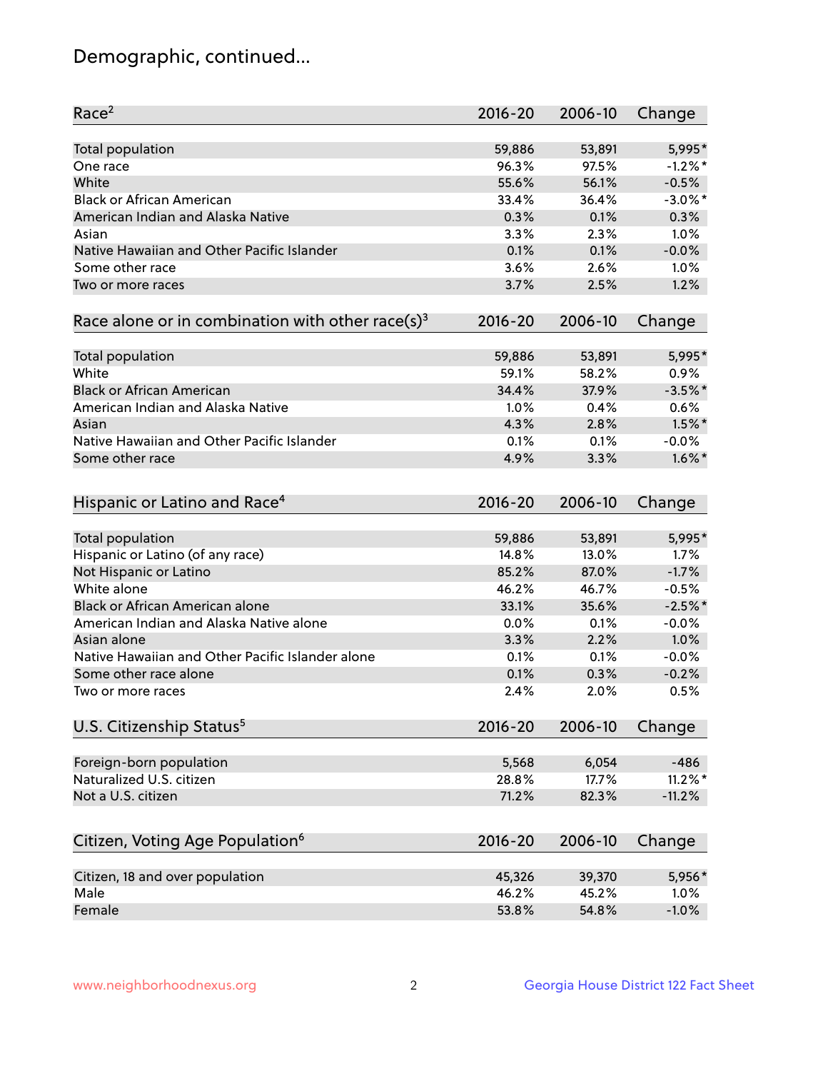# Demographic, continued...

| Race[2] | 2016-20 | 2006-10 | Change |
|---|---|---|---|
| Total population | 59,886 | 53,891 | 5,995* |
| One race | 96.3% | 97.5% | -1.2%* |
| White | 55.6% | 56.1% | -0.5% |
| Black or African American | 33.4% | 36.4% | -3.0%* |
| American Indian and Alaska Native | 0.3% | 0.1% | 0.3% |
| Asian | 3.3% | 2.3% | 1.0% |
| Native Hawaiian and Other Pacific Islander | 0.1% | 0.1% | -0.0% |
| Some other race | 3.6% | 2.6% | 1.0% |
| Two or more races | 3.7% | 2.5% | 1.2% |

| Race alone or in combination with other race(s)[3] | 2016-20 | 2006-10 | Change |
|---|---|---|---|
| Total population | 59,886 | 53,891 | 5,995* |
| White | 59.1% | 58.2% | 0.9% |
| Black or African American | 34.4% | 37.9% | -3.5%* |
| American Indian and Alaska Native | 1.0% | 0.4% | 0.6% |
| Asian | 4.3% | 2.8% | 1.5%* |
| Native Hawaiian and Other Pacific Islander | 0.1% | 0.1% | -0.0% |
| Some other race | 4.9% | 3.3% | 1.6%* |

| Hispanic or Latino and Race[4] | 2016-20 | 2006-10 | Change |
|---|---|---|---|
| Total population | 59,886 | 53,891 | 5,995* |
| Hispanic or Latino (of any race) | 14.8% | 13.0% | 1.7% |
| Not Hispanic or Latino | 85.2% | 87.0% | -1.7% |
| White alone | 46.2% | 46.7% | -0.5% |
| Black or African American alone | 33.1% | 35.6% | -2.5%* |
| American Indian and Alaska Native alone | 0.0% | 0.1% | -0.0% |
| Asian alone | 3.3% | 2.2% | 1.0% |
| Native Hawaiian and Other Pacific Islander alone | 0.1% | 0.1% | -0.0% |
| Some other race alone | 0.1% | 0.3% | -0.2% |
| Two or more races | 2.4% | 2.0% | 0.5% |

| U.S. Citizenship Status[5] | 2016-20 | 2006-10 | Change |
|---|---|---|---|
| Foreign-born population | 5,568 | 6,054 | -486 |
| Naturalized U.S. citizen | 28.8% | 17.7% | 11.2%* |
| Not a U.S. citizen | 71.2% | 82.3% | -11.2% |

| Citizen, Voting Age Population[6] | 2016-20 | 2006-10 | Change |
|---|---|---|---|
| Citizen, 18 and over population | 45,326 | 39,370 | 5,956* |
| Male | 46.2% | 45.2% | 1.0% |
| Female | 53.8% | 54.8% | -1.0% |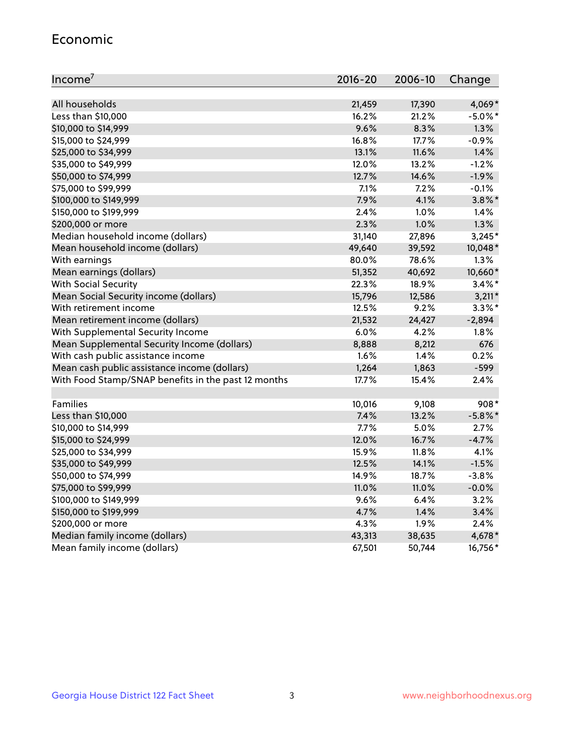## Economic

| Income[7] | 2016-20 | 2006-10 | Change |
|---|---|---|---|
| All households | 21,459 | 17,390 | 4,069* |
| Less than $10,000 | 16.2% | 21.2% | -5.0%* |
| $10,000 to $14,999 | 9.6% | 8.3% | 1.3% |
| $15,000 to $24,999 | 16.8% | 17.7% | -0.9% |
| $25,000 to $34,999 | 13.1% | 11.6% | 1.4% |
| $35,000 to $49,999 | 12.0% | 13.2% | -1.2% |
| $50,000 to $74,999 | 12.7% | 14.6% | -1.9% |
| $75,000 to $99,999 | 7.1% | 7.2% | -0.1% |
| $100,000 to $149,999 | 7.9% | 4.1% | 3.8%* |
| $150,000 to $199,999 | 2.4% | 1.0% | 1.4% |
| $200,000 or more | 2.3% | 1.0% | 1.3% |
| Median household income (dollars) | 31,140 | 27,896 | 3,245* |
| Mean household income (dollars) | 49,640 | 39,592 | 10,048* |
| With earnings | 80.0% | 78.6% | 1.3% |
| Mean earnings (dollars) | 51,352 | 40,692 | 10,660* |
| With Social Security | 22.3% | 18.9% | 3.4%* |
| Mean Social Security income (dollars) | 15,796 | 12,586 | 3,211* |
| With retirement income | 12.5% | 9.2% | 3.3%* |
| Mean retirement income (dollars) | 21,532 | 24,427 | -2,894 |
| With Supplemental Security Income | 6.0% | 4.2% | 1.8% |
| Mean Supplemental Security Income (dollars) | 8,888 | 8,212 | 676 |
| With cash public assistance income | 1.6% | 1.4% | 0.2% |
| Mean cash public assistance income (dollars) | 1,264 | 1,863 | -599 |
| With Food Stamp/SNAP benefits in the past 12 months | 17.7% | 15.4% | 2.4% |
| | | | |
| Families | 10,016 | 9,108 | 908* |
| Less than $10,000 | 7.4% | 13.2% | -5.8%* |
| $10,000 to $14,999 | 7.7% | 5.0% | 2.7% |
| $15,000 to $24,999 | 12.0% | 16.7% | -4.7% |
| $25,000 to $34,999 | 15.9% | 11.8% | 4.1% |
| $35,000 to $49,999 | 12.5% | 14.1% | -1.5% |
| $50,000 to $74,999 | 14.9% | 18.7% | -3.8% |
| $75,000 to $99,999 | 11.0% | 11.0% | -0.0% |
| $100,000 to $149,999 | 9.6% | 6.4% | 3.2% |
| $150,000 to $199,999 | 4.7% | 1.4% | 3.4% |
| $200,000 or more | 4.3% | 1.9% | 2.4% |
| Median family income (dollars) | 43,313 | 38,635 | 4,678* |
| Mean family income (dollars) | 67,501 | 50,744 | 16,756* |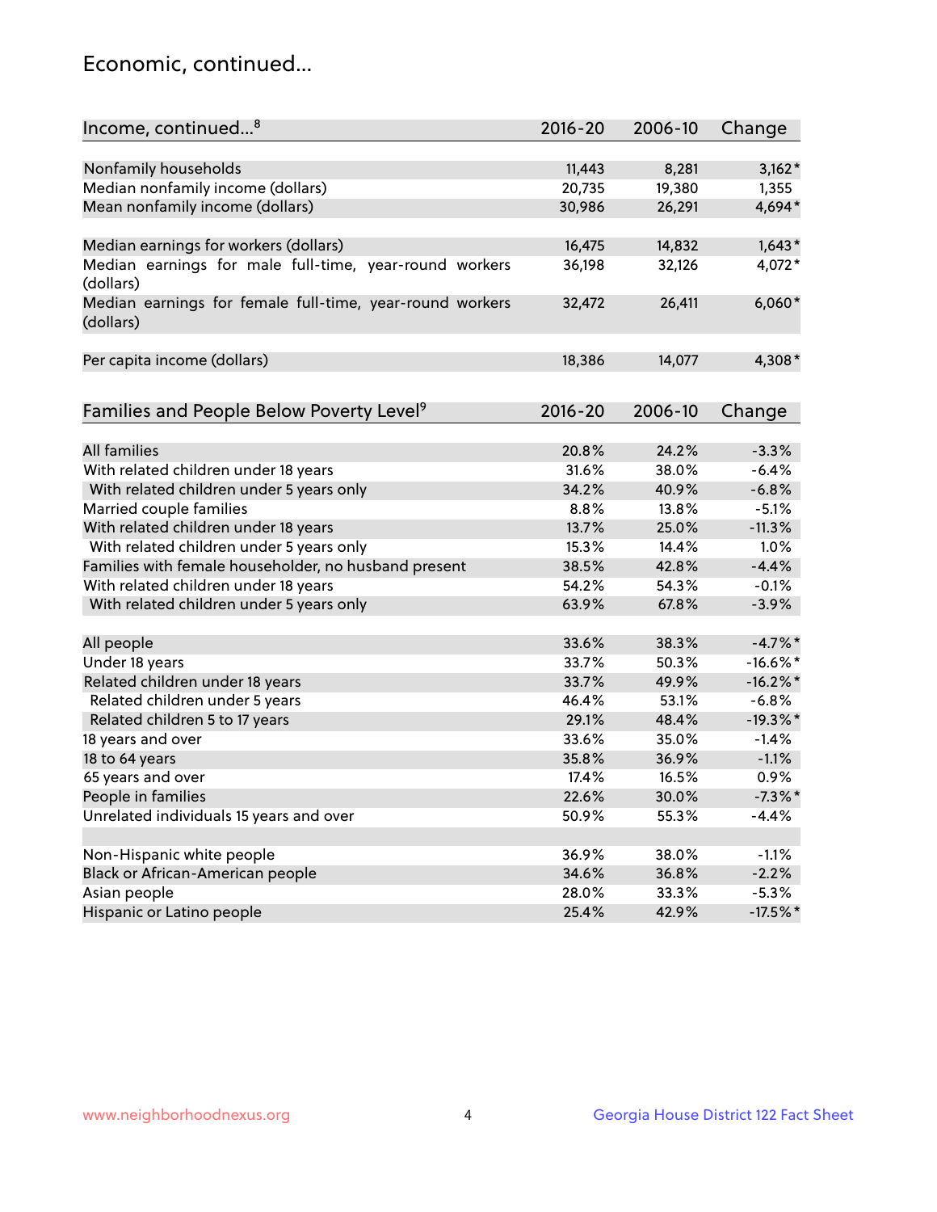## Economic, continued...

| Income, continued...[8] | 2016-20 | 2006-10 | Change |
|---|---|---|---|
| Nonfamily households | 11,443 | 8,281 | 3,162* |
| Median nonfamily income (dollars) | 20,735 | 19,380 | 1,355 |
| Mean nonfamily income (dollars) | 30,986 | 26,291 | 4,694* |
| Median earnings for workers (dollars) | 16,475 | 14,832 | 1,643* |
| Median earnings for male full-time, year-round workers (dollars) | 36,198 | 32,126 | 4,072* |
| Median earnings for female full-time, year-round workers (dollars) | 32,472 | 26,411 | 6,060* |
| Per capita income (dollars) | 18,386 | 14,077 | 4,308* |

| Families and People Below Poverty Level[9] | 2016-20 | 2006-10 | Change |
|---|---|---|---|
| All families | 20.8% | 24.2% | -3.3% |
| With related children under 18 years | 31.6% | 38.0% | -6.4% |
| With related children under 5 years only | 34.2% | 40.9% | -6.8% |
| Married couple families | 8.8% | 13.8% | -5.1% |
| With related children under 18 years | 13.7% | 25.0% | -11.3% |
| With related children under 5 years only | 15.3% | 14.4% | 1.0% |
| Families with female householder, no husband present | 38.5% | 42.8% | -4.4% |
| With related children under 18 years | 54.2% | 54.3% | -0.1% |
| With related children under 5 years only | 63.9% | 67.8% | -3.9% |
| All people | 33.6% | 38.3% | -4.7%* |
| Under 18 years | 33.7% | 50.3% | -16.6%* |
| Related children under 18 years | 33.7% | 49.9% | -16.2%* |
| Related children under 5 years | 46.4% | 53.1% | -6.8% |
| Related children 5 to 17 years | 29.1% | 48.4% | -19.3%* |
| 18 years and over | 33.6% | 35.0% | -1.4% |
| 18 to 64 years | 35.8% | 36.9% | -1.1% |
| 65 years and over | 17.4% | 16.5% | 0.9% |
| People in families | 22.6% | 30.0% | -7.3%* |
| Unrelated individuals 15 years and over | 50.9% | 55.3% | -4.4% |
| Non-Hispanic white people | 36.9% | 38.0% | -1.1% |
| Black or African-American people | 34.6% | 36.8% | -2.2% |
| Asian people | 28.0% | 33.3% | -5.3% |
| Hispanic or Latino people | 25.4% | 42.9% | -17.5%* |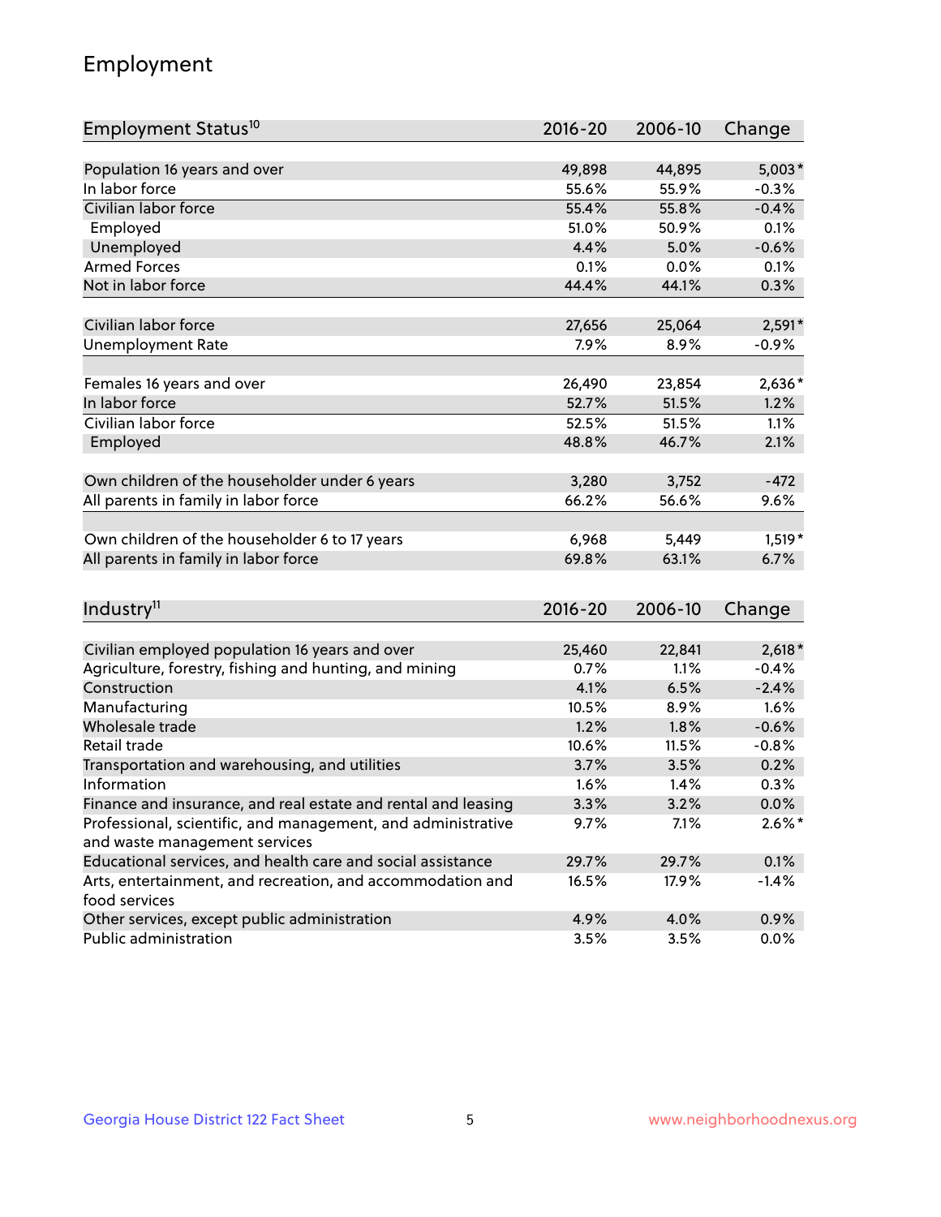## Employment

| Employment Status[10] | 2016-20 | 2006-10 | Change |
|---|---|---|---|
| Population 16 years and over | 49,898 | 44,895 | 5,003* |
| In labor force | 55.6% | 55.9% | -0.3% |
| Civilian labor force | 55.4% | 55.8% | -0.4% |
| Employed | 51.0% | 50.9% | 0.1% |
| Unemployed | 4.4% | 5.0% | -0.6% |
| Armed Forces | 0.1% | 0.0% | 0.1% |
| Not in labor force | 44.4% | 44.1% | 0.3% |
| Civilian labor force | 27,656 | 25,064 | 2,591* |
| Unemployment Rate | 7.9% | 8.9% | -0.9% |
| Females 16 years and over | 26,490 | 23,854 | 2,636* |
| In labor force | 52.7% | 51.5% | 1.2% |
| Civilian labor force | 52.5% | 51.5% | 1.1% |
| Employed | 48.8% | 46.7% | 2.1% |
| Own children of the householder under 6 years | 3,280 | 3,752 | -472 |
| All parents in family in labor force | 66.2% | 56.6% | 9.6% |
| Own children of the householder 6 to 17 years | 6,968 | 5,449 | 1,519* |
| All parents in family in labor force | 69.8% | 63.1% | 6.7% |

| Industry[11] | 2016-20 | 2006-10 | Change |
|---|---|---|---|
| Civilian employed population 16 years and over | 25,460 | 22,841 | 2,618* |
| Agriculture, forestry, fishing and hunting, and mining | 0.7% | 1.1% | -0.4% |
| Construction | 4.1% | 6.5% | -2.4% |
| Manufacturing | 10.5% | 8.9% | 1.6% |
| Wholesale trade | 1.2% | 1.8% | -0.6% |
| Retail trade | 10.6% | 11.5% | -0.8% |
| Transportation and warehousing, and utilities | 3.7% | 3.5% | 0.2% |
| Information | 1.6% | 1.4% | 0.3% |
| Finance and insurance, and real estate and rental and leasing | 3.3% | 3.2% | 0.0% |
| Professional, scientific, and management, and administrative and waste management services | 9.7% | 7.1% | 2.6%* |
| Educational services, and health care and social assistance | 29.7% | 29.7% | 0.1% |
| Arts, entertainment, and recreation, and accommodation and food services | 16.5% | 17.9% | -1.4% |
| Other services, except public administration | 4.9% | 4.0% | 0.9% |
| Public administration | 3.5% | 3.5% | 0.0% |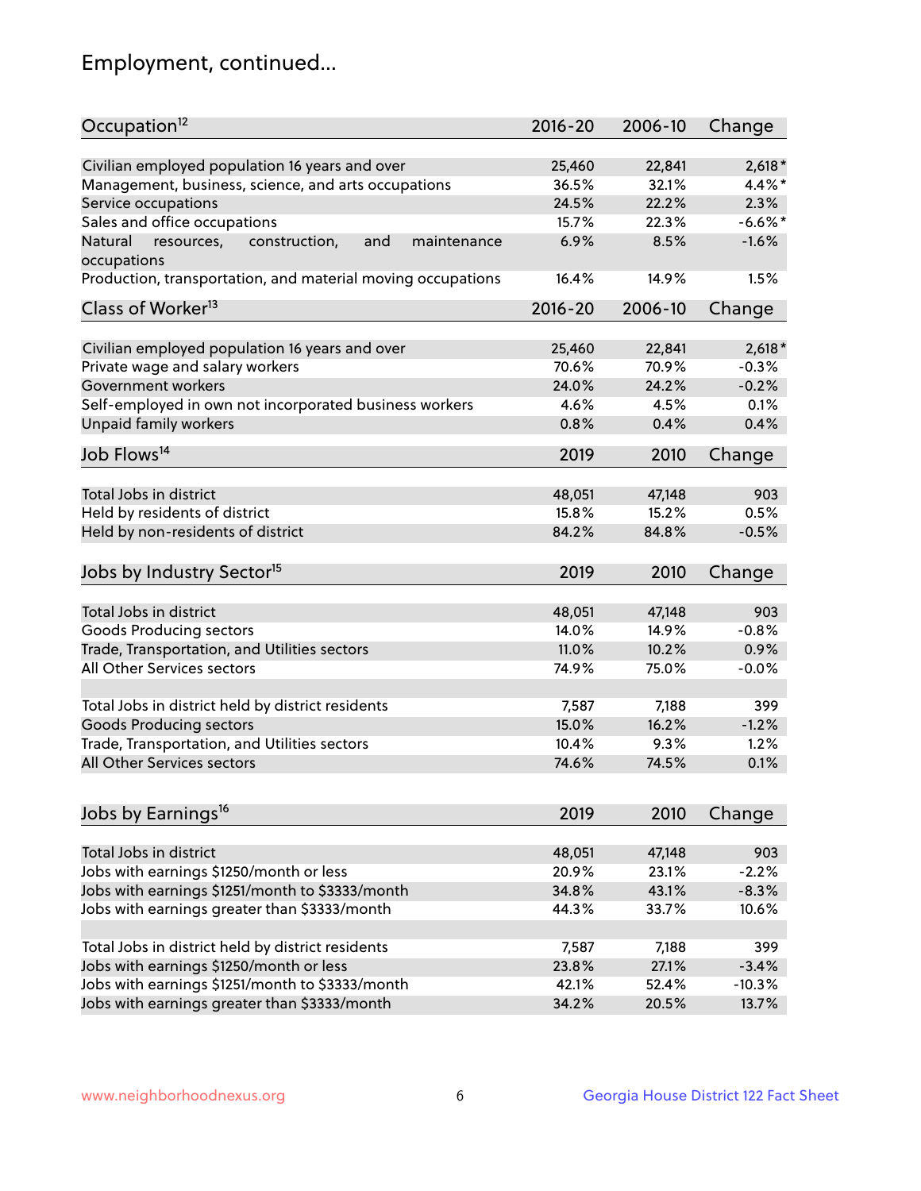# Employment, continued...

| Occupation[12] | 2016-20 | 2006-10 | Change |
|---|---|---|---|
| Civilian employed population 16 years and over | 25,460 | 22,841 | 2,618* |
| Management, business, science, and arts occupations | 36.5% | 32.1% | 4.4%* |
| Service occupations | 24.5% | 22.2% | 2.3% |
| Sales and office occupations | 15.7% | 22.3% | -6.6%* |
| Natural resources, construction, and maintenance occupations | 6.9% | 8.5% | -1.6% |
| Production, transportation, and material moving occupations | 16.4% | 14.9% | 1.5% |

| Class of Worker[13] | 2016-20 | 2006-10 | Change |
|---|---|---|---|
| Civilian employed population 16 years and over | 25,460 | 22,841 | 2,618* |
| Private wage and salary workers | 70.6% | 70.9% | -0.3% |
| Government workers | 24.0% | 24.2% | -0.2% |
| Self-employed in own not incorporated business workers | 4.6% | 4.5% | 0.1% |
| Unpaid family workers | 0.8% | 0.4% | 0.4% |

| Job Flows[14] | 2019 | 2010 | Change |
|---|---|---|---|
| Total Jobs in district | 48,051 | 47,148 | 903 |
| Held by residents of district | 15.8% | 15.2% | 0.5% |
| Held by non-residents of district | 84.2% | 84.8% | -0.5% |

| Jobs by Industry Sector[15] | 2019 | 2010 | Change |
|---|---|---|---|
| Total Jobs in district | 48,051 | 47,148 | 903 |
| Goods Producing sectors | 14.0% | 14.9% | -0.8% |
| Trade, Transportation, and Utilities sectors | 11.0% | 10.2% | 0.9% |
| All Other Services sectors | 74.9% | 75.0% | -0.0% |
| | | | |
| Total Jobs in district held by district residents | 7,587 | 7,188 | 399 |
| Goods Producing sectors | 15.0% | 16.2% | -1.2% |
| Trade, Transportation, and Utilities sectors | 10.4% | 9.3% | 1.2% |
| All Other Services sectors | 74.6% | 74.5% | 0.1% |

| Jobs by Earnings[16] | 2019 | 2010 | Change |
|---|---|---|---|
| Total Jobs in district | 48,051 | 47,148 | 903 |
| Jobs with earnings $1250/month or less | 20.9% | 23.1% | -2.2% |
| Jobs with earnings $1251/month to $3333/month | 34.8% | 43.1% | -8.3% |
| Jobs with earnings greater than $3333/month | 44.3% | 33.7% | 10.6% |
| | | | |
| Total Jobs in district held by district residents | 7,587 | 7,188 | 399 |
| Jobs with earnings $1250/month or less | 23.8% | 27.1% | -3.4% |
| Jobs with earnings $1251/month to $3333/month | 42.1% | 52.4% | -10.3% |
| Jobs with earnings greater than $3333/month | 34.2% | 20.5% | 13.7% |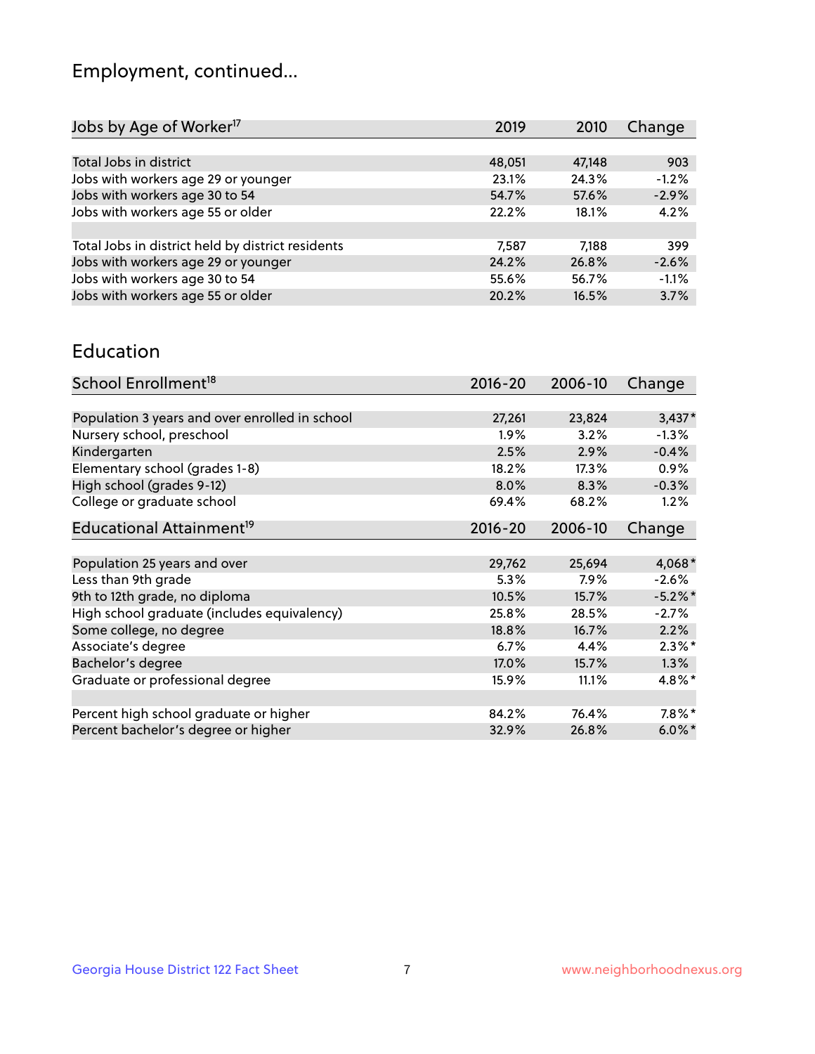# Employment, continued...

| Jobs by Age of Worker[17] | 2019 | 2010 | Change |
|---|---|---|---|
| Total Jobs in district | 48,051 | 47,148 | 903 |
| Jobs with workers age 29 or younger | 23.1% | 24.3% | -1.2% |
| Jobs with workers age 30 to 54 | 54.7% | 57.6% | -2.9% |
| Jobs with workers age 55 or older | 22.2% | 18.1% | 4.2% |
| | | | |
| Total Jobs in district held by district residents | 7,587 | 7,188 | 399 |
| Jobs with workers age 29 or younger | 24.2% | 26.8% | -2.6% |
| Jobs with workers age 30 to 54 | 55.6% | 56.7% | -1.1% |
| Jobs with workers age 55 or older | 20.2% | 16.5% | 3.7% |

## Education

| School Enrollment[18] | 2016-20 | 2006-10 | Change |
|---|---|---|---|
| Population 3 years and over enrolled in school | 27,261 | 23,824 | 3,437* |
| Nursery school, preschool | 1.9% | 3.2% | -1.3% |
| Kindergarten | 2.5% | 2.9% | -0.4% |
| Elementary school (grades 1-8) | 18.2% | 17.3% | 0.9% |
| High school (grades 9-12) | 8.0% | 8.3% | -0.3% |
| College or graduate school | 69.4% | 68.2% | 1.2% |

| Educational Attainment[19] | 2016-20 | 2006-10 | Change |
|---|---|---|---|
| Population 25 years and over | 29,762 | 25,694 | 4,068* |
| Less than 9th grade | 5.3% | 7.9% | -2.6% |
| 9th to 12th grade, no diploma | 10.5% | 15.7% | -5.2%* |
| High school graduate (includes equivalency) | 25.8% | 28.5% | -2.7% |
| Some college, no degree | 18.8% | 16.7% | 2.2% |
| Associate's degree | 6.7% | 4.4% | 2.3%* |
| Bachelor's degree | 17.0% | 15.7% | 1.3% |
| Graduate or professional degree | 15.9% | 11.1% | 4.8%* |
| | | | |
| Percent high school graduate or higher | 84.2% | 76.4% | 7.8%* |
| Percent bachelor's degree or higher | 32.9% | 26.8% | 6.0%* |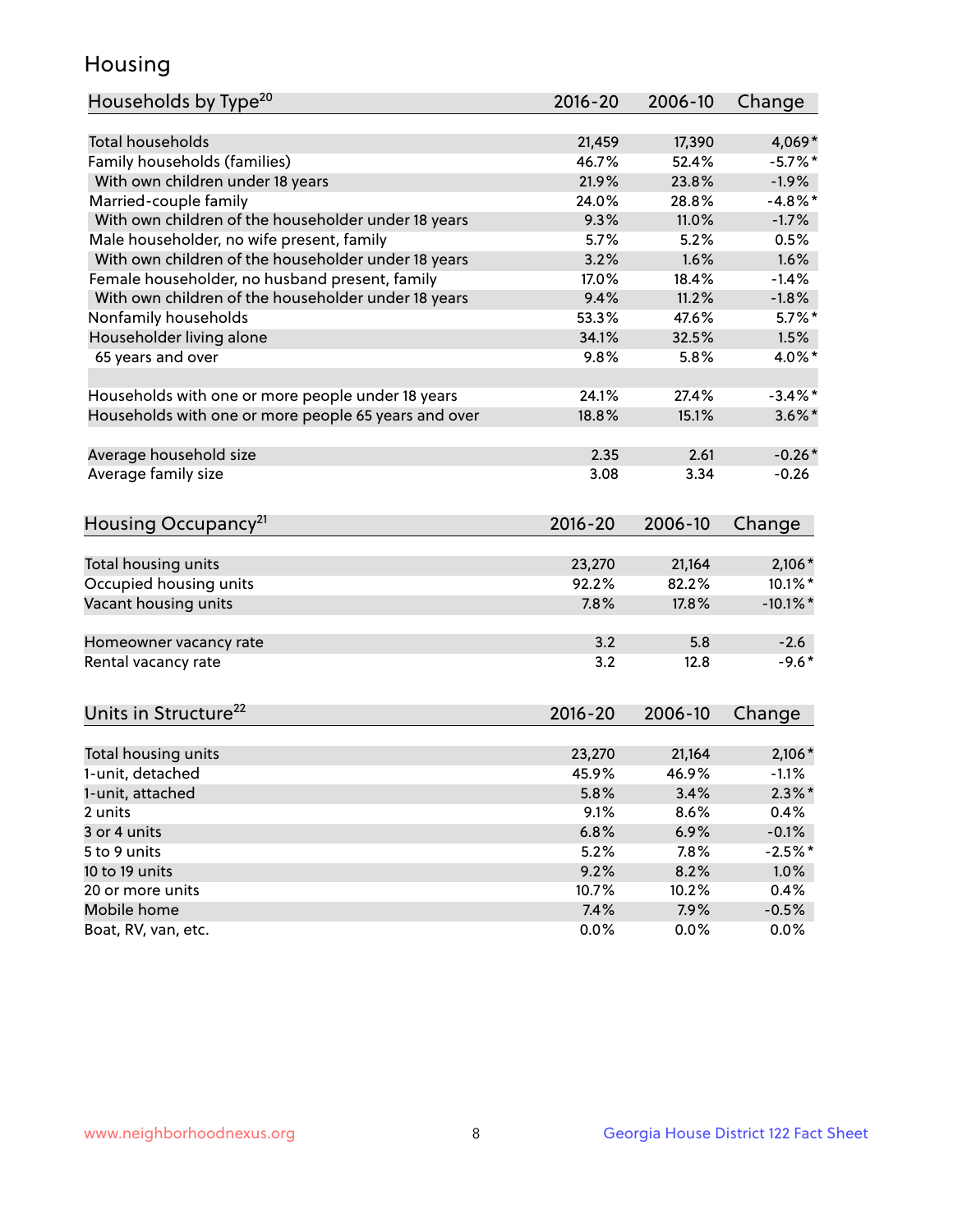# Housing

| Households by Type[20] | 2016-20 | 2006-10 | Change |
|---|---|---|---|
| Total households | 21,459 | 17,390 | 4,069* |
| Family households (families) | 46.7% | 52.4% | -5.7%* |
| With own children under 18 years | 21.9% | 23.8% | -1.9% |
| Married-couple family | 24.0% | 28.8% | -4.8%* |
| With own children of the householder under 18 years | 9.3% | 11.0% | -1.7% |
| Male householder, no wife present, family | 5.7% | 5.2% | 0.5% |
| With own children of the householder under 18 years | 3.2% | 1.6% | 1.6% |
| Female householder, no husband present, family | 17.0% | 18.4% | -1.4% |
| With own children of the householder under 18 years | 9.4% | 11.2% | -1.8% |
| Nonfamily households | 53.3% | 47.6% | 5.7%* |
| Householder living alone | 34.1% | 32.5% | 1.5% |
| 65 years and over | 9.8% | 5.8% | 4.0%* |
| | | | |
| Households with one or more people under 18 years | 24.1% | 27.4% | -3.4%* |
| Households with one or more people 65 years and over | 18.8% | 15.1% | 3.6%* |
| | | | |
| Average household size | 2.35 | 2.61 | -0.26* |
| Average family size | 3.08 | 3.34 | -0.26 |

| Housing Occupancy[21] | 2016-20 | 2006-10 | Change |
|---|---|---|---|
| Total housing units | 23,270 | 21,164 | 2,106* |
| Occupied housing units | 92.2% | 82.2% | 10.1%* |
| Vacant housing units | 7.8% | 17.8% | -10.1%* |
| | | | |
| Homeowner vacancy rate | 3.2 | 5.8 | -2.6 |
| Rental vacancy rate | 3.2 | 12.8 | -9.6* |

| Units in Structure[22] | 2016-20 | 2006-10 | Change |
|---|---|---|---|
| Total housing units | 23,270 | 21,164 | 2,106* |
| 1-unit, detached | 45.9% | 46.9% | -1.1% |
| 1-unit, attached | 5.8% | 3.4% | 2.3%* |
| 2 units | 9.1% | 8.6% | 0.4% |
| 3 or 4 units | 6.8% | 6.9% | -0.1% |
| 5 to 9 units | 5.2% | 7.8% | -2.5%* |
| 10 to 19 units | 9.2% | 8.2% | 1.0% |
| 20 or more units | 10.7% | 10.2% | 0.4% |
| Mobile home | 7.4% | 7.9% | -0.5% |
| Boat, RV, van, etc. | 0.0% | 0.0% | 0.0% |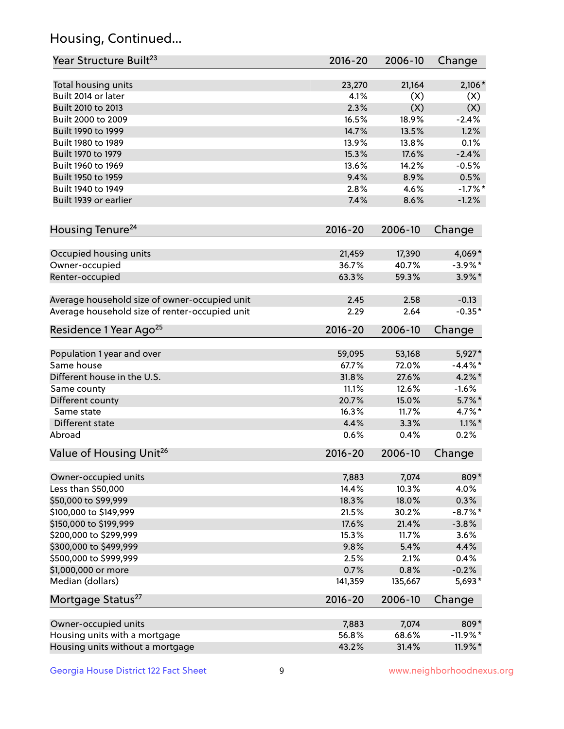## Housing, Continued...

| Year Structure Built[23] | 2016-20 | 2006-10 | Change |
|---|---|---|---|
| Total housing units | 23,270 | 21,164 | 2,106* |
| Built 2014 or later | 4.1% | (X) | (X) |
| Built 2010 to 2013 | 2.3% | (X) | (X) |
| Built 2000 to 2009 | 16.5% | 18.9% | -2.4% |
| Built 1990 to 1999 | 14.7% | 13.5% | 1.2% |
| Built 1980 to 1989 | 13.9% | 13.8% | 0.1% |
| Built 1970 to 1979 | 15.3% | 17.6% | -2.4% |
| Built 1960 to 1969 | 13.6% | 14.2% | -0.5% |
| Built 1950 to 1959 | 9.4% | 8.9% | 0.5% |
| Built 1940 to 1949 | 2.8% | 4.6% | -1.7%* |
| Built 1939 or earlier | 7.4% | 8.6% | -1.2% |

| Housing Tenure[24] | 2016-20 | 2006-10 | Change |
|---|---|---|---|
| Occupied housing units | 21,459 | 17,390 | 4,069* |
| Owner-occupied | 36.7% | 40.7% | -3.9%* |
| Renter-occupied | 63.3% | 59.3% | 3.9%* |
| Average household size of owner-occupied unit | 2.45 | 2.58 | -0.13 |
| Average household size of renter-occupied unit | 2.29 | 2.64 | -0.35* |

| Residence 1 Year Ago[25] | 2016-20 | 2006-10 | Change |
|---|---|---|---|
| Population 1 year and over | 59,095 | 53,168 | 5,927* |
| Same house | 67.7% | 72.0% | -4.4%* |
| Different house in the U.S. | 31.8% | 27.6% | 4.2%* |
| Same county | 11.1% | 12.6% | -1.6% |
| Different county | 20.7% | 15.0% | 5.7%* |
| Same state | 16.3% | 11.7% | 4.7%* |
| Different state | 4.4% | 3.3% | 1.1%* |
| Abroad | 0.6% | 0.4% | 0.2% |

| Value of Housing Unit[26] | 2016-20 | 2006-10 | Change |
|---|---|---|---|
| Owner-occupied units | 7,883 | 7,074 | 809* |
| Less than $50,000 | 14.4% | 10.3% | 4.0% |
| $50,000 to $99,999 | 18.3% | 18.0% | 0.3% |
| $100,000 to $149,999 | 21.5% | 30.2% | -8.7%* |
| $150,000 to $199,999 | 17.6% | 21.4% | -3.8% |
| $200,000 to $299,999 | 15.3% | 11.7% | 3.6% |
| $300,000 to $499,999 | 9.8% | 5.4% | 4.4% |
| $500,000 to $999,999 | 2.5% | 2.1% | 0.4% |
| $1,000,000 or more | 0.7% | 0.8% | -0.2% |
| Median (dollars) | 141,359 | 135,667 | 5,693* |

| Mortgage Status[27] | 2016-20 | 2006-10 | Change |
|---|---|---|---|
| Owner-occupied units | 7,883 | 7,074 | 809* |
| Housing units with a mortgage | 56.8% | 68.6% | -11.9%* |
| Housing units without a mortgage | 43.2% | 31.4% | 11.9%* |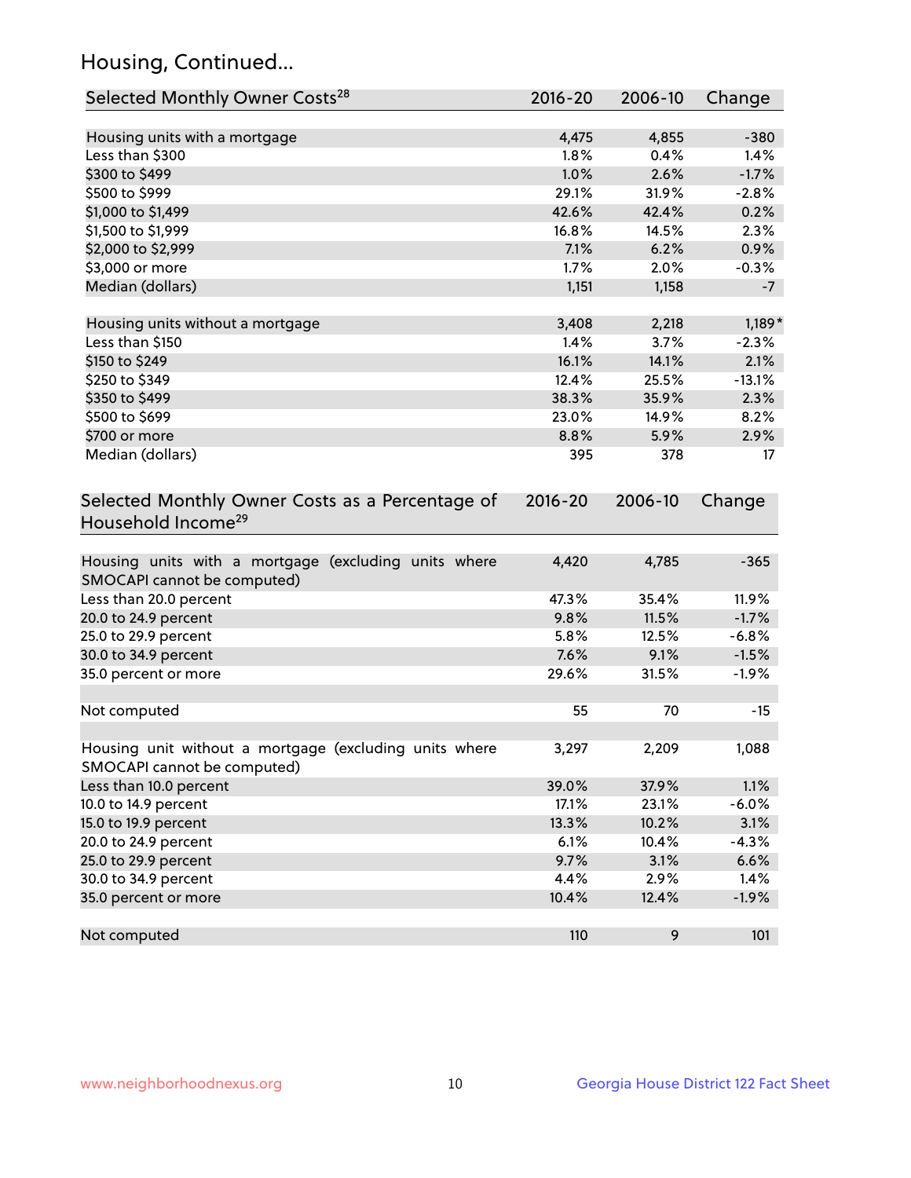## Housing, Continued...

| Selected Monthly Owner Costs[28] | 2016-20 | 2006-10 | Change |
|---|---|---|---|
| Housing units with a mortgage | 4,475 | 4,855 | -380 |
| Less than $300 | 1.8% | 0.4% | 1.4% |
| $300 to $499 | 1.0% | 2.6% | -1.7% |
| $500 to $999 | 29.1% | 31.9% | -2.8% |
| $1,000 to $1,499 | 42.6% | 42.4% | 0.2% |
| $1,500 to $1,999 | 16.8% | 14.5% | 2.3% |
| $2,000 to $2,999 | 7.1% | 6.2% | 0.9% |
| $3,000 or more | 1.7% | 2.0% | -0.3% |
| Median (dollars) | 1,151 | 1,158 | -7 |
| | | | |
| Housing units without a mortgage | 3,408 | 2,218 | 1,189* |
| Less than $150 | 1.4% | 3.7% | -2.3% |
| $150 to $249 | 16.1% | 14.1% | 2.1% |
| $250 to $349 | 12.4% | 25.5% | -13.1% |
| $350 to $499 | 38.3% | 35.9% | 2.3% |
| $500 to $699 | 23.0% | 14.9% | 8.2% |
| $700 or more | 8.8% | 5.9% | 2.9% |
| Median (dollars) | 395 | 378 | 17 |

| Selected Monthly Owner Costs as a Percentage of Household Income[29] | 2016-20 | 2006-10 | Change |
|---|---|---|---|
| Housing units with a mortgage (excluding units where SMOCAPI cannot be computed) | 4,420 | 4,785 | -365 |
| Less than 20.0 percent | 47.3% | 35.4% | 11.9% |
| 20.0 to 24.9 percent | 9.8% | 11.5% | -1.7% |
| 25.0 to 29.9 percent | 5.8% | 12.5% | -6.8% |
| 30.0 to 34.9 percent | 7.6% | 9.1% | -1.5% |
| 35.0 percent or more | 29.6% | 31.5% | -1.9% |
| | | | |
| Not computed | 55 | 70 | -15 |
| | | | |
| Housing unit without a mortgage (excluding units where SMOCAPI cannot be computed) | 3,297 | 2,209 | 1,088 |
| Less than 10.0 percent | 39.0% | 37.9% | 1.1% |
| 10.0 to 14.9 percent | 17.1% | 23.1% | -6.0% |
| 15.0 to 19.9 percent | 13.3% | 10.2% | 3.1% |
| 20.0 to 24.9 percent | 6.1% | 10.4% | -4.3% |
| 25.0 to 29.9 percent | 9.7% | 3.1% | 6.6% |
| 30.0 to 34.9 percent | 4.4% | 2.9% | 1.4% |
| 35.0 percent or more | 10.4% | 12.4% | -1.9% |
| | | | |
| Not computed | 110 | 9 | 101 |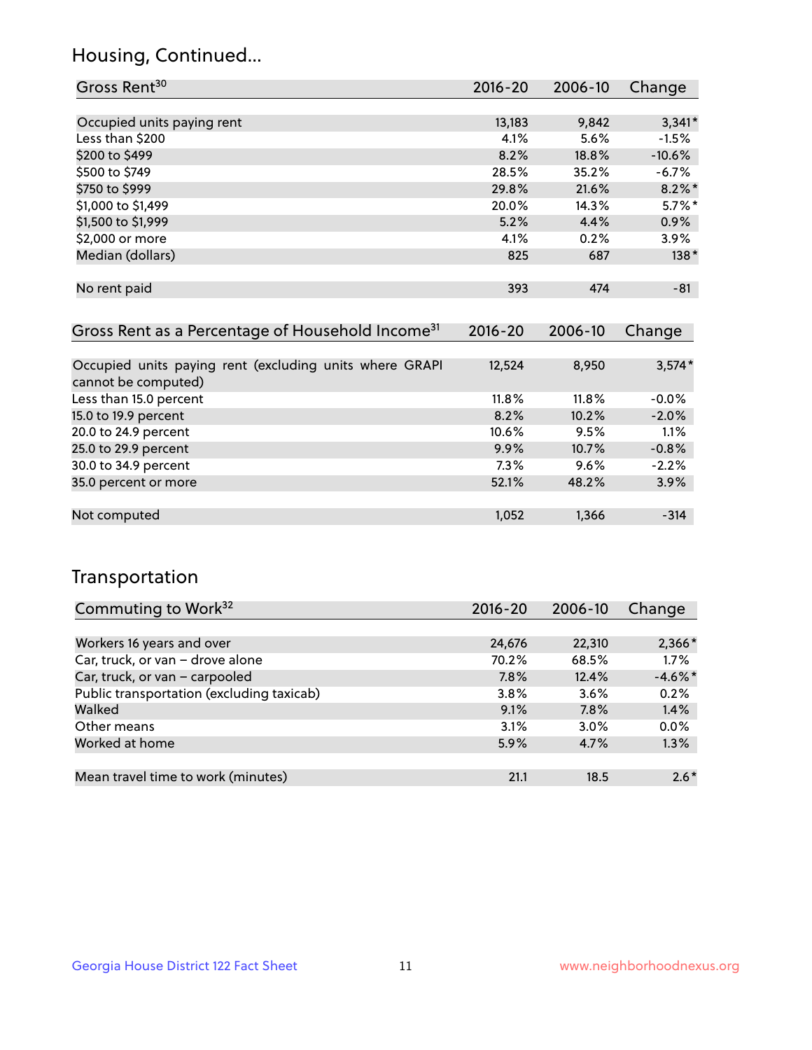## Housing, Continued...

| Gross Rent[30] | 2016-20 | 2006-10 | Change |
|---|---|---|---|
| Occupied units paying rent | 13,183 | 9,842 | 3,341* |
| Less than $200 | 4.1% | 5.6% | -1.5% |
| $200 to $499 | 8.2% | 18.8% | -10.6% |
| $500 to $749 | 28.5% | 35.2% | -6.7% |
| $750 to $999 | 29.8% | 21.6% | 8.2%* |
| $1,000 to $1,499 | 20.0% | 14.3% | 5.7%* |
| $1,500 to $1,999 | 5.2% | 4.4% | 0.9% |
| $2,000 or more | 4.1% | 0.2% | 3.9% |
| Median (dollars) | 825 | 687 | 138* |
| No rent paid | 393 | 474 | -81 |

| Gross Rent as a Percentage of Household Income[31] | 2016-20 | 2006-10 | Change |
|---|---|---|---|
| Occupied units paying rent (excluding units where GRAPI cannot be computed) | 12,524 | 8,950 | 3,574* |
| Less than 15.0 percent | 11.8% | 11.8% | -0.0% |
| 15.0 to 19.9 percent | 8.2% | 10.2% | -2.0% |
| 20.0 to 24.9 percent | 10.6% | 9.5% | 1.1% |
| 25.0 to 29.9 percent | 9.9% | 10.7% | -0.8% |
| 30.0 to 34.9 percent | 7.3% | 9.6% | -2.2% |
| 35.0 percent or more | 52.1% | 48.2% | 3.9% |
| Not computed | 1,052 | 1,366 | -314 |

## Transportation

| Commuting to Work[32] | 2016-20 | 2006-10 | Change |
|---|---|---|---|
| Workers 16 years and over | 24,676 | 22,310 | 2,366* |
| Car, truck, or van – drove alone | 70.2% | 68.5% | 1.7% |
| Car, truck, or van – carpooled | 7.8% | 12.4% | -4.6%* |
| Public transportation (excluding taxicab) | 3.8% | 3.6% | 0.2% |
| Walked | 9.1% | 7.8% | 1.4% |
| Other means | 3.1% | 3.0% | 0.0% |
| Worked at home | 5.9% | 4.7% | 1.3% |
| Mean travel time to work (minutes) | 21.1 | 18.5 | 2.6* |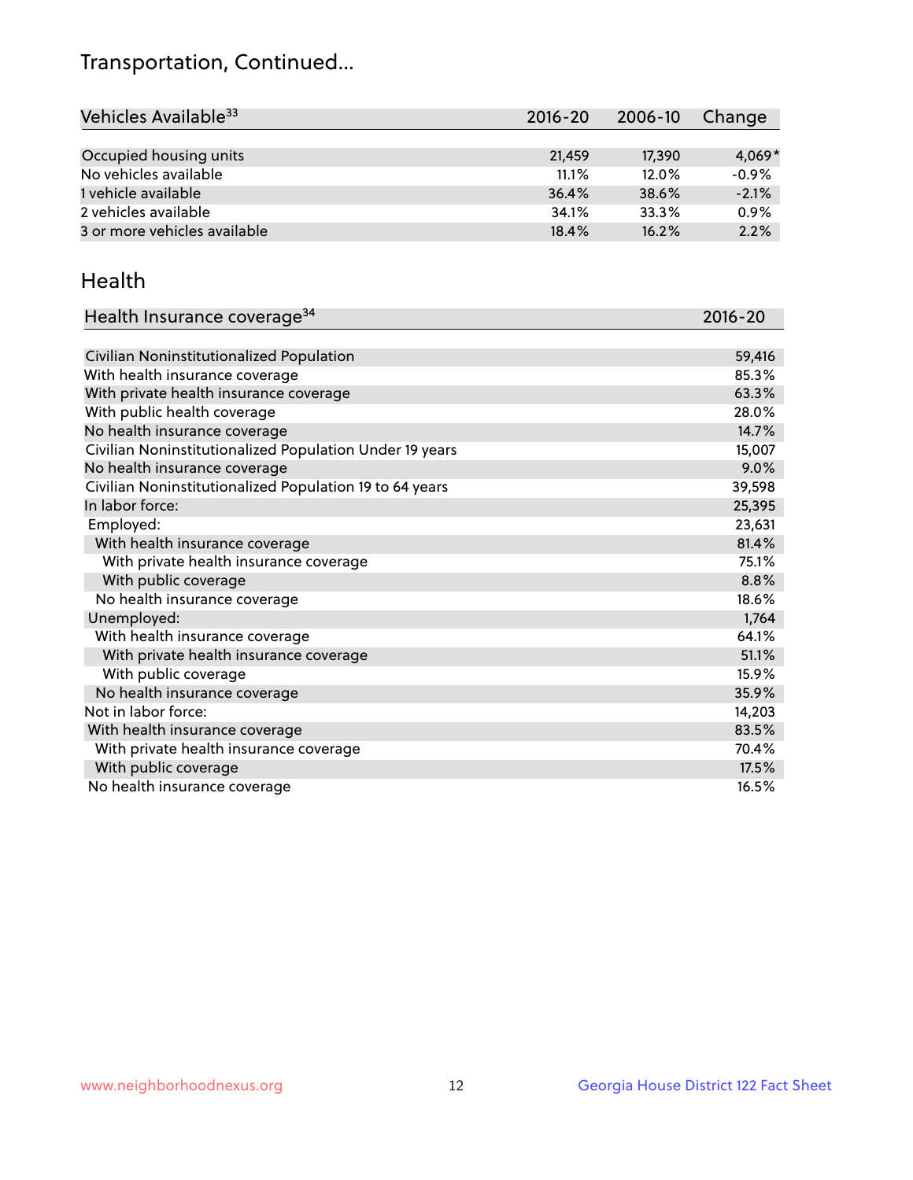# Transportation, Continued...

| Vehicles Available[33] | 2016-20 | 2006-10 | Change |
|---|---|---|---|
| Occupied housing units | 21,459 | 17,390 | 4,069* |
| No vehicles available | 11.1% | 12.0% | -0.9% |
| 1 vehicle available | 36.4% | 38.6% | -2.1% |
| 2 vehicles available | 34.1% | 33.3% | 0.9% |
| 3 or more vehicles available | 18.4% | 16.2% | 2.2% |

## Health

| Health Insurance coverage[34] | 2016-20 |
|---|---|
| Civilian Noninstitutionalized Population | 59,416 |
| With health insurance coverage | 85.3% |
| With private health insurance coverage | 63.3% |
| With public health coverage | 28.0% |
| No health insurance coverage | 14.7% |
| Civilian Noninstitutionalized Population Under 19 years | 15,007 |
| No health insurance coverage | 9.0% |
| Civilian Noninstitutionalized Population 19 to 64 years | 39,598 |
| In labor force: | 25,395 |
| Employed: | 23,631 |
| With health insurance coverage | 81.4% |
| With private health insurance coverage | 75.1% |
| With public coverage | 8.8% |
| No health insurance coverage | 18.6% |
| Unemployed: | 1,764 |
| With health insurance coverage | 64.1% |
| With private health insurance coverage | 51.1% |
| With public coverage | 15.9% |
| No health insurance coverage | 35.9% |
| Not in labor force: | 14,203 |
| With health insurance coverage | 83.5% |
| With private health insurance coverage | 70.4% |
| With public coverage | 17.5% |
| No health insurance coverage | 16.5% |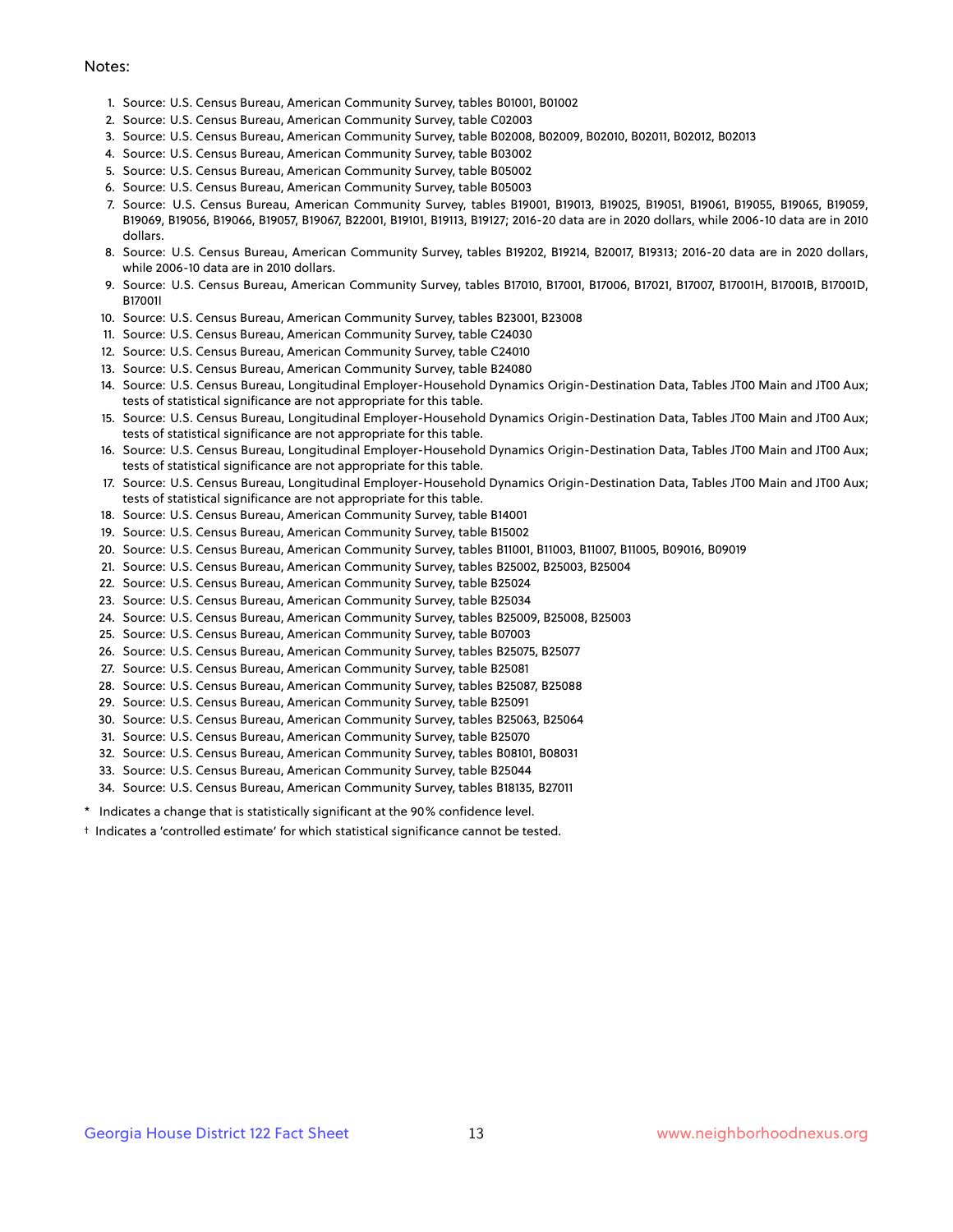Notes:

1. Source: U.S. Census Bureau, American Community Survey, tables B01001, B01002
2. Source: U.S. Census Bureau, American Community Survey, table C02003
3. Source: U.S. Census Bureau, American Community Survey, table B02008, B02009, B02010, B02011, B02012, B02013
4. Source: U.S. Census Bureau, American Community Survey, table B03002
5. Source: U.S. Census Bureau, American Community Survey, table B05002
6. Source: U.S. Census Bureau, American Community Survey, table B05003
7. Source: U.S. Census Bureau, American Community Survey, tables B19001, B19013, B19025, B19051, B19061, B19055, B19065, B19059, B19069, B19056, B19066, B19057, B19067, B22001, B19101, B19113, B19127; 2016-20 data are in 2020 dollars, while 2006-10 data are in 2010 dollars.
8. Source: U.S. Census Bureau, American Community Survey, tables B19202, B19214, B20017, B19313; 2016-20 data are in 2020 dollars, while 2006-10 data are in 2010 dollars.
9. Source: U.S. Census Bureau, American Community Survey, tables B17010, B17001, B17006, B17021, B17007, B17001H, B17001B, B17001D, B17001I
10. Source: U.S. Census Bureau, American Community Survey, tables B23001, B23008
11. Source: U.S. Census Bureau, American Community Survey, table C24030
12. Source: U.S. Census Bureau, American Community Survey, table C24010
13. Source: U.S. Census Bureau, American Community Survey, table B24080
14. Source: U.S. Census Bureau, Longitudinal Employer-Household Dynamics Origin-Destination Data, Tables JT00 Main and JT00 Aux; tests of statistical significance are not appropriate for this table.
15. Source: U.S. Census Bureau, Longitudinal Employer-Household Dynamics Origin-Destination Data, Tables JT00 Main and JT00 Aux; tests of statistical significance are not appropriate for this table.
16. Source: U.S. Census Bureau, Longitudinal Employer-Household Dynamics Origin-Destination Data, Tables JT00 Main and JT00 Aux; tests of statistical significance are not appropriate for this table.
17. Source: U.S. Census Bureau, Longitudinal Employer-Household Dynamics Origin-Destination Data, Tables JT00 Main and JT00 Aux; tests of statistical significance are not appropriate for this table.
18. Source: U.S. Census Bureau, American Community Survey, table B14001
19. Source: U.S. Census Bureau, American Community Survey, table B15002
20. Source: U.S. Census Bureau, American Community Survey, tables B11001, B11003, B11007, B11005, B09016, B09019
21. Source: U.S. Census Bureau, American Community Survey, tables B25002, B25003, B25004
22. Source: U.S. Census Bureau, American Community Survey, table B25024
23. Source: U.S. Census Bureau, American Community Survey, table B25034
24. Source: U.S. Census Bureau, American Community Survey, tables B25009, B25008, B25003
25. Source: U.S. Census Bureau, American Community Survey, table B07003
26. Source: U.S. Census Bureau, American Community Survey, tables B25075, B25077
27. Source: U.S. Census Bureau, American Community Survey, table B25081
28. Source: U.S. Census Bureau, American Community Survey, tables B25087, B25088
29. Source: U.S. Census Bureau, American Community Survey, table B25091
30. Source: U.S. Census Bureau, American Community Survey, tables B25063, B25064
31. Source: U.S. Census Bureau, American Community Survey, table B25070
32. Source: U.S. Census Bureau, American Community Survey, tables B08101, B08031
33. Source: U.S. Census Bureau, American Community Survey, table B25044
34. Source: U.S. Census Bureau, American Community Survey, tables B18135, B27011

\* Indicates a change that is statistically significant at the 90% confidence level.

† Indicates a 'controlled estimate' for which statistical significance cannot be tested.